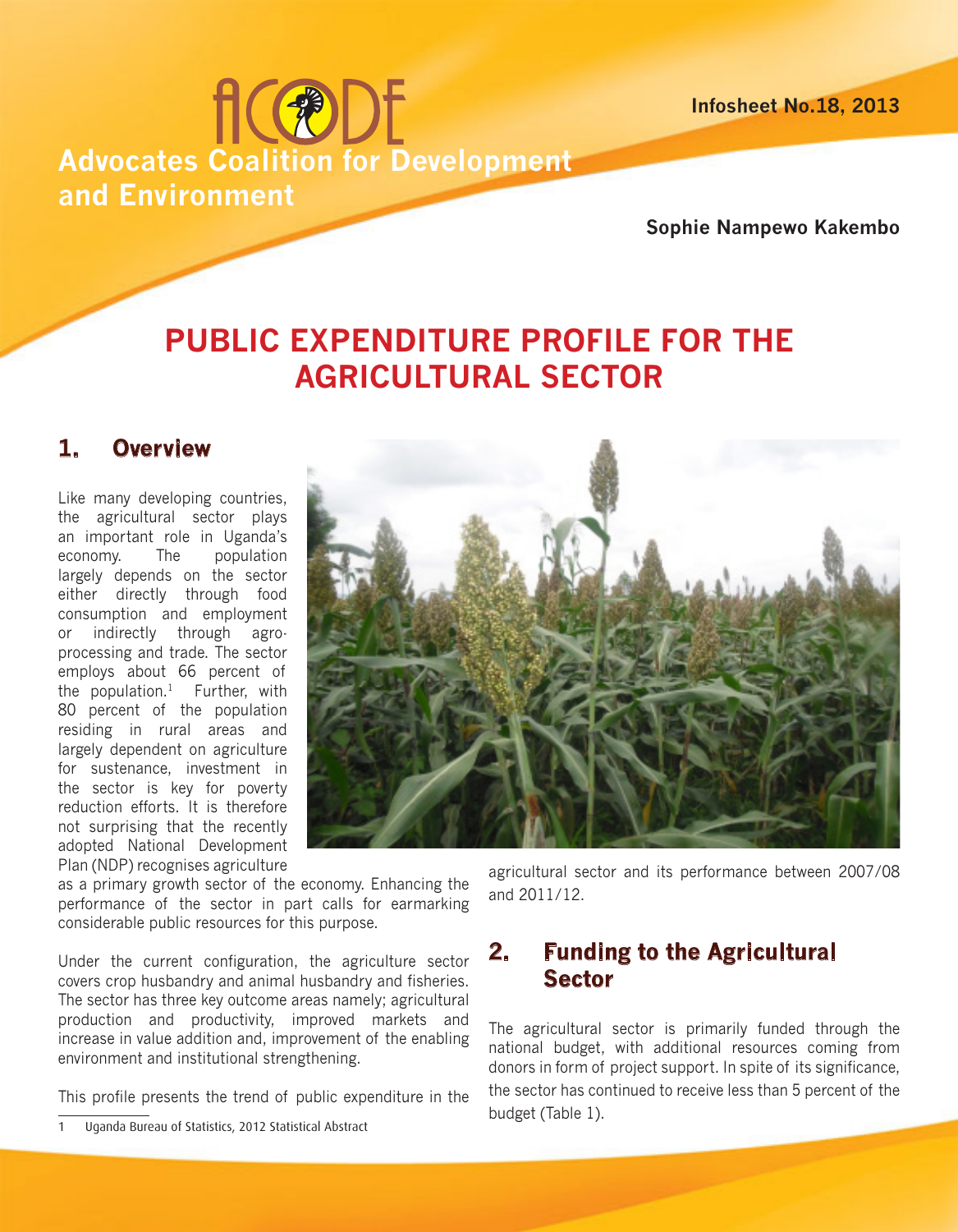ACODE

**Advocates Coalition for Development and Environment**

**Infosheet No.18, 2013**

**Sophie Nampewo Kakembo**

# PUBLIC EXPENDITURE PROFILE FOR THE AGRICULTURAL SECTOR

## 1. Overview

Like many developing countries, the agricultural sector plays an important role in Uganda's economy. The population largely depends on the sector either directly through food consumption and employment or indirectly through agro-processing and trade. The sector employs about 66 percent of the population.[1] Further, with 80 percent of the population residing in rural areas and largely dependent on agriculture for sustenance, investment in the sector is key for poverty reduction efforts. It is therefore not surprising that the recently adopted National Development Plan (NDP) recognises agriculture as a primary growth sector of the economy. Enhancing the performance of the sector in part calls for earmarking considerable public resources for this purpose.

Under the current configuration, the agriculture sector covers crop husbandry and animal husbandry and fisheries. The sector has three key outcome areas namely; agricultural production and productivity, improved markets and increase in value addition and, improvement of the enabling environment and institutional strengthening.

This profile presents the trend of public expenditure in the agricultural sector and its performance between 2007/08 and 2011/12.

## 2. Funding to the Agricultural Sector

The agricultural sector is primarily funded through the national budget, with additional resources coming from donors in form of project support. In spite of its significance, the sector has continued to receive less than 5 percent of the budget (Table 1).

1 Uganda Bureau of Statistics, 2012 Statistical Abstract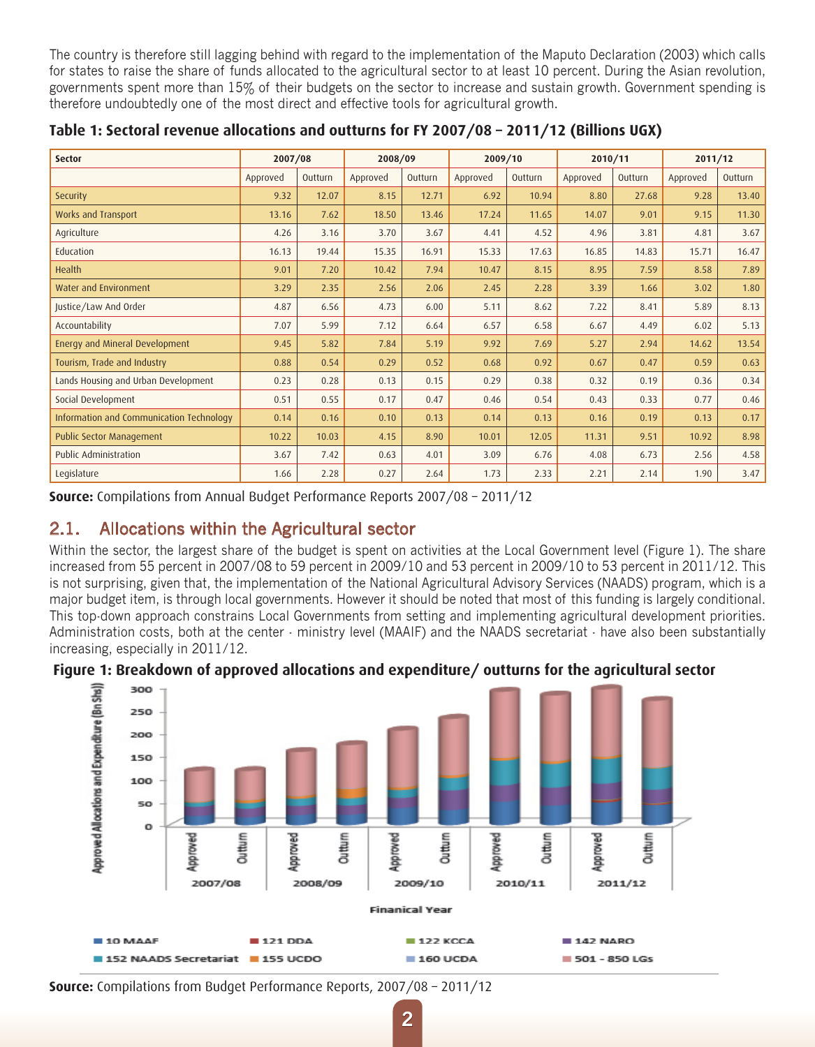The country is therefore still lagging behind with regard to the implementation of the Maputo Declaration (2003) which calls for states to raise the share of funds allocated to the agricultural sector to at least 10 percent. During the Asian revolution, governments spent more than 15% of their budgets on the sector to increase and sustain growth. Government spending is therefore undoubtedly one of the most direct and effective tools for agricultural growth.

**Table 1: Sectoral revenue allocations and outturns for FY 2007/08 – 2011/12 (Billions UGX)**

| Sector | 2007/08 | | 2008/09 | | 2009/10 | | 2010/11 | | 2011/12 | |
|---|---|---|---|---|---|---|---|---|---|---|
| | Approved | Outturn | Approved | Outturn | Approved | Outturn | Approved | Outturn | Approved | Outturn |
| Security | 9.32 | 12.07 | 8.15 | 12.71 | 6.92 | 10.94 | 8.80 | 27.68 | 9.28 | 13.40 |
| Works and Transport | 13.16 | 7.62 | 18.50 | 13.46 | 17.24 | 11.65 | 14.07 | 9.01 | 9.15 | 11.30 |
| Agriculture | 4.26 | 3.16 | 3.70 | 3.67 | 4.41 | 4.52 | 4.96 | 3.81 | 4.81 | 3.67 |
| Education | 16.13 | 19.44 | 15.35 | 16.91 | 15.33 | 17.63 | 16.85 | 14.83 | 15.71 | 16.47 |
| Health | 9.01 | 7.20 | 10.42 | 7.94 | 10.47 | 8.15 | 8.95 | 7.59 | 8.58 | 7.89 |
| Water and Environment | 3.29 | 2.35 | 2.56 | 2.06 | 2.45 | 2.28 | 3.39 | 1.66 | 3.02 | 1.80 |
| Justice/Law And Order | 4.87 | 6.56 | 4.73 | 6.00 | 5.11 | 8.62 | 7.22 | 8.41 | 5.89 | 8.13 |
| Accountability | 7.07 | 5.99 | 7.12 | 6.64 | 6.57 | 6.58 | 6.67 | 4.49 | 6.02 | 5.13 |
| Energy and Mineral Development | 9.45 | 5.82 | 7.84 | 5.19 | 9.92 | 7.69 | 5.27 | 2.94 | 14.62 | 13.54 |
| Tourism, Trade and Industry | 0.88 | 0.54 | 0.29 | 0.52 | 0.68 | 0.92 | 0.67 | 0.47 | 0.59 | 0.63 |
| Lands Housing and Urban Development | 0.23 | 0.28 | 0.13 | 0.15 | 0.29 | 0.38 | 0.32 | 0.19 | 0.36 | 0.34 |
| Social Development | 0.51 | 0.55 | 0.17 | 0.47 | 0.46 | 0.54 | 0.43 | 0.33 | 0.77 | 0.46 |
| Information and Communication Technology | 0.14 | 0.16 | 0.10 | 0.13 | 0.14 | 0.13 | 0.16 | 0.19 | 0.13 | 0.17 |
| Public Sector Management | 10.22 | 10.03 | 4.15 | 8.90 | 10.01 | 12.05 | 11.31 | 9.51 | 10.92 | 8.98 |
| Public Administration | 3.67 | 7.42 | 0.63 | 4.01 | 3.09 | 6.76 | 4.08 | 6.73 | 2.56 | 4.58 |
| Legislature | 1.66 | 2.28 | 0.27 | 2.64 | 1.73 | 2.33 | 2.21 | 2.14 | 1.90 | 3.47 |

**Source:** Compilations from Annual Budget Performance Reports 2007/08 – 2011/12

## 2.1. Allocations within the Agricultural sector

Within the sector, the largest share of the budget is spent on activities at the Local Government level (Figure 1). The share increased from 55 percent in 2007/08 to 59 percent in 2009/10 and 53 percent in 2009/10 to 53 percent in 2011/12. This is not surprising, given that, the implementation of the National Agricultural Advisory Services (NAADS) program, which is a major budget item, is through local governments. However it should be noted that most of this funding is largely conditional. This top-down approach constrains Local Governments from setting and implementing agricultural development priorities. Administration costs, both at the center - ministry level (MAAIF) and the NAADS secretariat - have also been substantially increasing, especially in 2011/12.

**Figure 1: Breakdown of approved allocations and expenditure/ outturns for the agricultural sector**

**Source:** Compilations from Budget Performance Reports, 2007/08 – 2011/12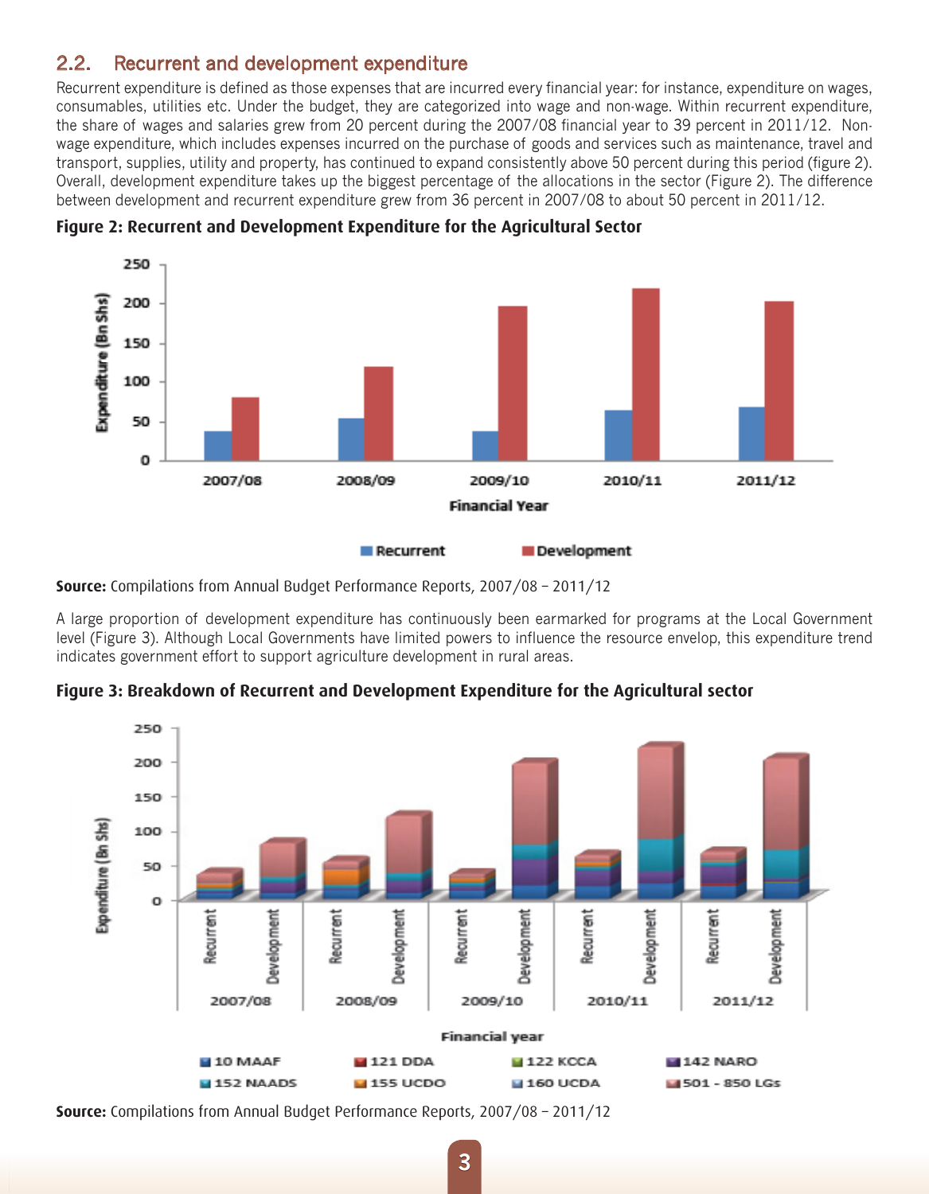## 2.2. Recurrent and development expenditure

Recurrent expenditure is defined as those expenses that are incurred every financial year: for instance, expenditure on wages, consumables, utilities etc. Under the budget, they are categorized into wage and non-wage. Within recurrent expenditure, the share of wages and salaries grew from 20 percent during the 2007/08 financial year to 39 percent in 2011/12. Non-wage expenditure, which includes expenses incurred on the purchase of goods and services such as maintenance, travel and transport, supplies, utility and property, has continued to expand consistently above 50 percent during this period (figure 2). Overall, development expenditure takes up the biggest percentage of the allocations in the sector (Figure 2). The difference between development and recurrent expenditure grew from 36 percent in 2007/08 to about 50 percent in 2011/12.

**Figure 2: Recurrent and Development Expenditure for the Agricultural Sector**

**Source:** Compilations from Annual Budget Performance Reports, 2007/08 – 2011/12

A large proportion of development expenditure has continuously been earmarked for programs at the Local Government level (Figure 3). Although Local Governments have limited powers to influence the resource envelop, this expenditure trend indicates government effort to support agriculture development in rural areas.

**Figure 3: Breakdown of Recurrent and Development Expenditure for the Agricultural sector**

**Source:** Compilations from Annual Budget Performance Reports, 2007/08 – 2011/12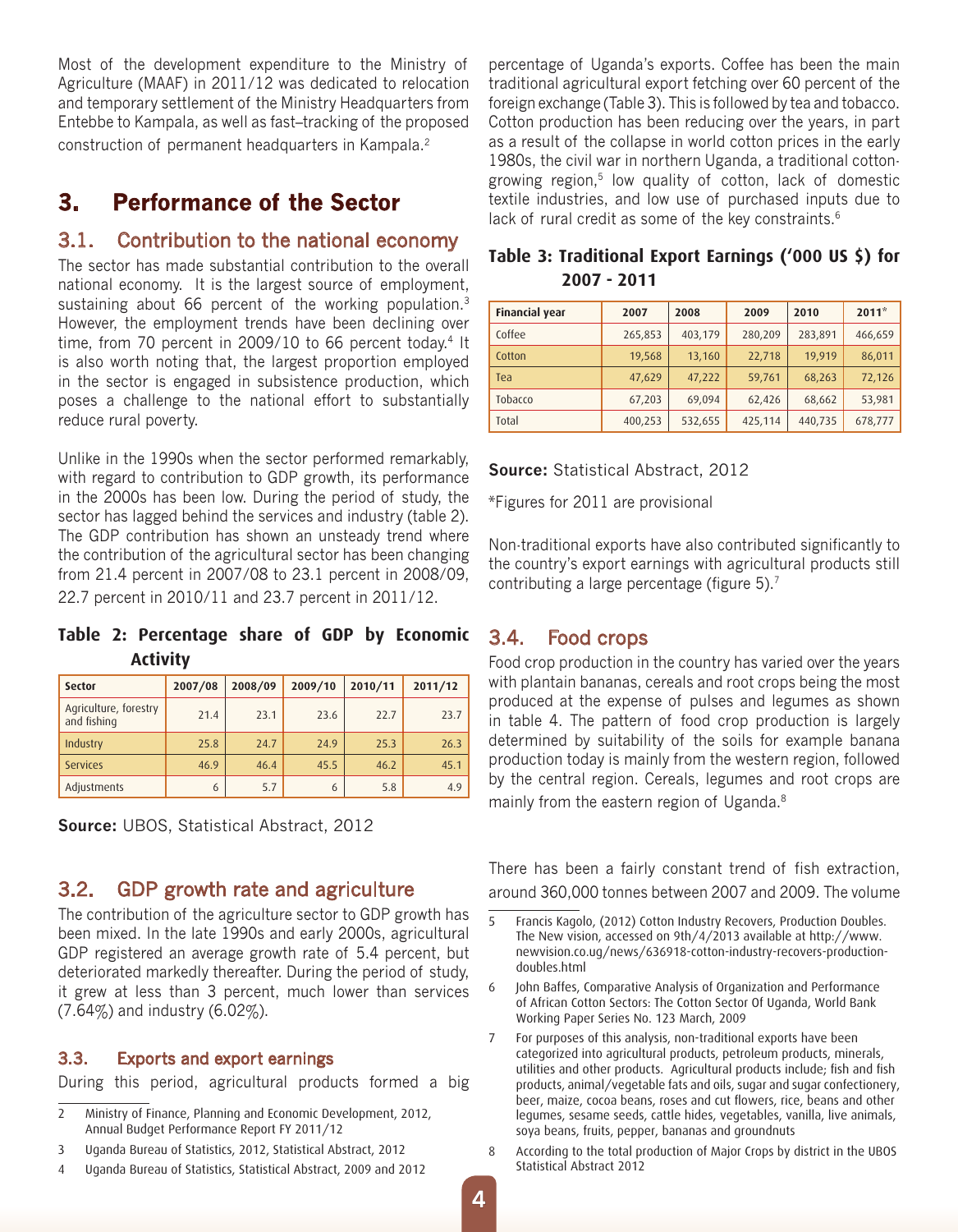Most of the development expenditure to the Ministry of Agriculture (MAAF) in 2011/12 was dedicated to relocation and temporary settlement of the Ministry Headquarters from Entebbe to Kampala, as well as fast–tracking of the proposed construction of permanent headquarters in Kampala.[2]

# 3. Performance of the Sector

## 3.1. Contribution to the national economy

The sector has made substantial contribution to the overall national economy. It is the largest source of employment, sustaining about 66 percent of the working population.[3] However, the employment trends have been declining over time, from 70 percent in 2009/10 to 66 percent today.[4] It is also worth noting that, the largest proportion employed in the sector is engaged in subsistence production, which poses a challenge to the national effort to substantially reduce rural poverty.

Unlike in the 1990s when the sector performed remarkably, with regard to contribution to GDP growth, its performance in the 2000s has been low. During the period of study, the sector has lagged behind the services and industry (table 2). The GDP contribution has shown an unsteady trend where the contribution of the agricultural sector has been changing from 21.4 percent in 2007/08 to 23.1 percent in 2008/09, 22.7 percent in 2010/11 and 23.7 percent in 2011/12.

**Table 2: Percentage share of GDP by Economic Activity**

| Sector | 2007/08 | 2008/09 | 2009/10 | 2010/11 | 2011/12 |
|---|---|---|---|---|---|
| Agriculture, forestry and fishing | 21.4 | 23.1 | 23.6 | 22.7 | 23.7 |
| Industry | 25.8 | 24.7 | 24.9 | 25.3 | 26.3 |
| Services | 46.9 | 46.4 | 45.5 | 46.2 | 45.1 |
| Adjustments | 6 | 5.7 | 6 | 5.8 | 4.9 |

**Source:** UBOS, Statistical Abstract, 2012

## 3.2. GDP growth rate and agriculture

The contribution of the agriculture sector to GDP growth has been mixed. In the late 1990s and early 2000s, agricultural GDP registered an average growth rate of 5.4 percent, but deteriorated markedly thereafter. During the period of study, it grew at less than 3 percent, much lower than services (7.64%) and industry (6.02%).

## 3.3. Exports and export earnings

During this period, agricultural products formed a big percentage of Uganda's exports. Coffee has been the main traditional agricultural export fetching over 60 percent of the foreign exchange (Table 3). This is followed by tea and tobacco. Cotton production has been reducing over the years, in part as a result of the collapse in world cotton prices in the early 1980s, the civil war in northern Uganda, a traditional cotton-growing region,[5] low quality of cotton, lack of domestic textile industries, and low use of purchased inputs due to lack of rural credit as some of the key constraints.[6]

**Table 3: Traditional Export Earnings ('000 US $) for 2007 - 2011**

| Financial year | 2007 | 2008 | 2009 | 2010 | 2011* |
|---|---|---|---|---|---|
| Coffee | 265,853 | 403,179 | 280,209 | 283,891 | 466,659 |
| Cotton | 19,568 | 13,160 | 22,718 | 19,919 | 86,011 |
| Tea | 47,629 | 47,222 | 59,761 | 68,263 | 72,126 |
| Tobacco | 67,203 | 69,094 | 62,426 | 68,662 | 53,981 |
| Total | 400,253 | 532,655 | 425,114 | 440,735 | 678,777 |

**Source:** Statistical Abstract, 2012

*Figures for 2011 are provisional

Non-traditional exports have also contributed significantly to the country's export earnings with agricultural products still contributing a large percentage (figure 5).[7]

## 3.4. Food crops

Food crop production in the country has varied over the years with plantain bananas, cereals and root crops being the most produced at the expense of pulses and legumes as shown in table 4. The pattern of food crop production is largely determined by suitability of the soils for example banana production today is mainly from the western region, followed by the central region. Cereals, legumes and root crops are mainly from the eastern region of Uganda.[8]

There has been a fairly constant trend of fish extraction, around 360,000 tonnes between 2007 and 2009. The volume

---

2 Ministry of Finance, Planning and Economic Development, 2012, Annual Budget Performance Report FY 2011/12

3 Uganda Bureau of Statistics, 2012, Statistical Abstract, 2012

4 Uganda Bureau of Statistics, Statistical Abstract, 2009 and 2012

5 Francis Kagolo, (2012) Cotton Industry Recovers, Production Doubles. The New vision, accessed on 9th/4/2013 available at http://www.newvision.co.ug/news/636918-cotton-industry-recovers-production-doubles.html

6 John Baffes, Comparative Analysis of Organization and Performance of African Cotton Sectors: The Cotton Sector Of Uganda, World Bank Working Paper Series No. 123 March, 2009

7 For purposes of this analysis, non-traditional exports have been categorized into agricultural products, petroleum products, minerals, utilities and other products. Agricultural products include; fish and fish products, animal/vegetable fats and oils, sugar and sugar confectionery, beer, maize, cocoa beans, roses and cut flowers, rice, beans and other legumes, sesame seeds, cattle hides, vegetables, vanilla, live animals, soya beans, fruits, pepper, bananas and groundnuts

8 According to the total production of Major Crops by district in the UBOS Statistical Abstract 2012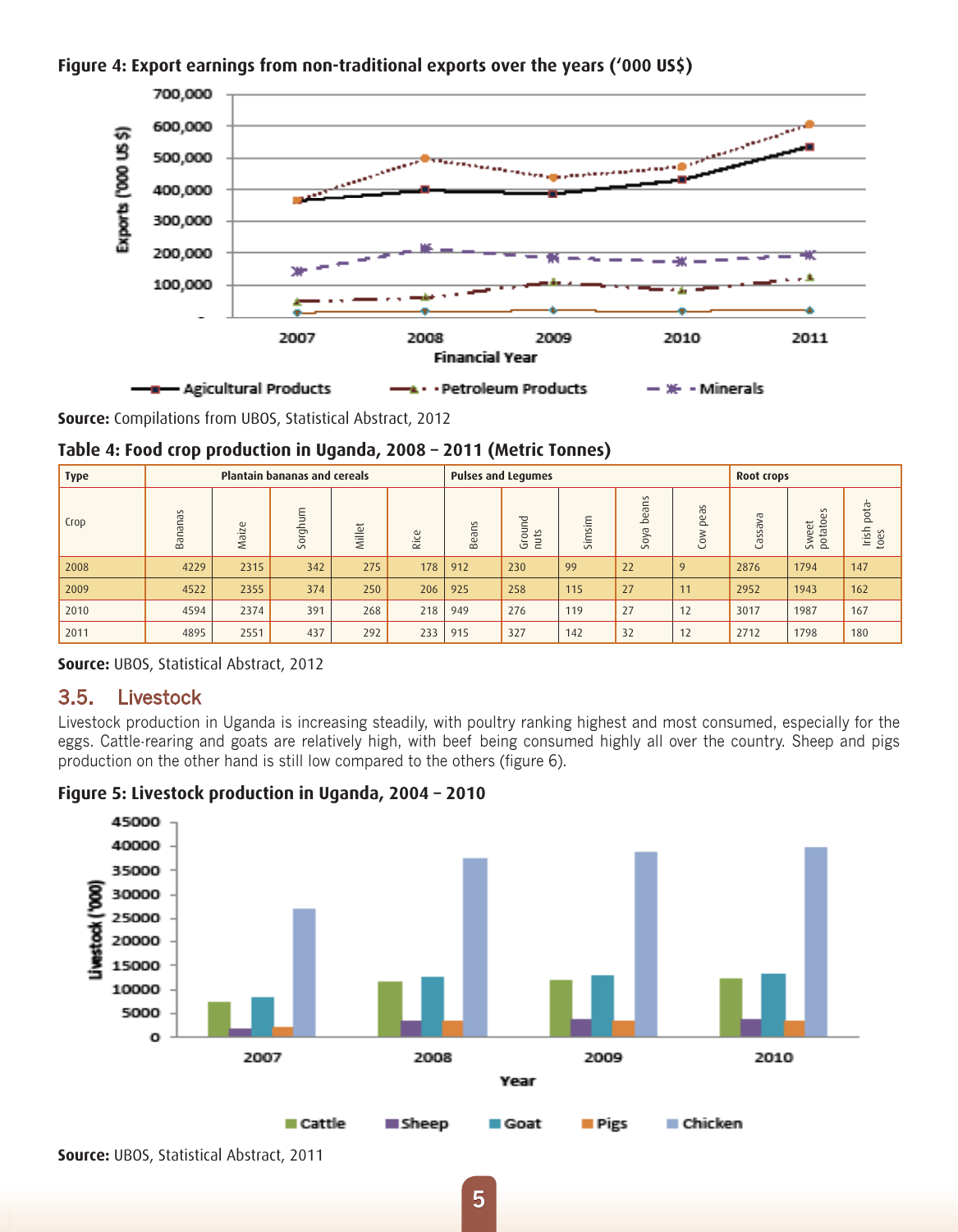**Figure 4: Export earnings from non-traditional exports over the years ('000 US$)**

**Source:** Compilations from UBOS, Statistical Abstract, 2012

**Table 4: Food crop production in Uganda, 2008 – 2011 (Metric Tonnes)**

| Type | Plantain bananas and cereals | | | | | Pulses and Legumes | | | | | Root crops | | |
|---|---|---|---|---|---|---|---|---|---|---|---|---|---|
| Crop | Bananas | Maize | Sorghum | Millet | Rice | Beans | Ground nuts | Simsim | Soya beans | Cow peas | Cassava | Sweet potatoes | Irish potatoes |
| 2008 | 4229 | 2315 | 342 | 275 | 178 | 912 | 230 | 99 | 22 | 9 | 2876 | 1794 | 147 |
| 2009 | 4522 | 2355 | 374 | 250 | 206 | 925 | 258 | 115 | 27 | 11 | 2952 | 1943 | 162 |
| 2010 | 4594 | 2374 | 391 | 268 | 218 | 949 | 276 | 119 | 27 | 12 | 3017 | 1987 | 167 |
| 2011 | 4895 | 2551 | 437 | 292 | 233 | 915 | 327 | 142 | 32 | 12 | 2712 | 1798 | 180 |

**Source:** UBOS, Statistical Abstract, 2012

## 3.5. Livestock

Livestock production in Uganda is increasing steadily, with poultry ranking highest and most consumed, especially for the eggs. Cattle-rearing and goats are relatively high, with beef being consumed highly all over the country. Sheep and pigs production on the other hand is still low compared to the others (figure 6).

**Figure 5: Livestock production in Uganda, 2004 – 2010**

**Source:** UBOS, Statistical Abstract, 2011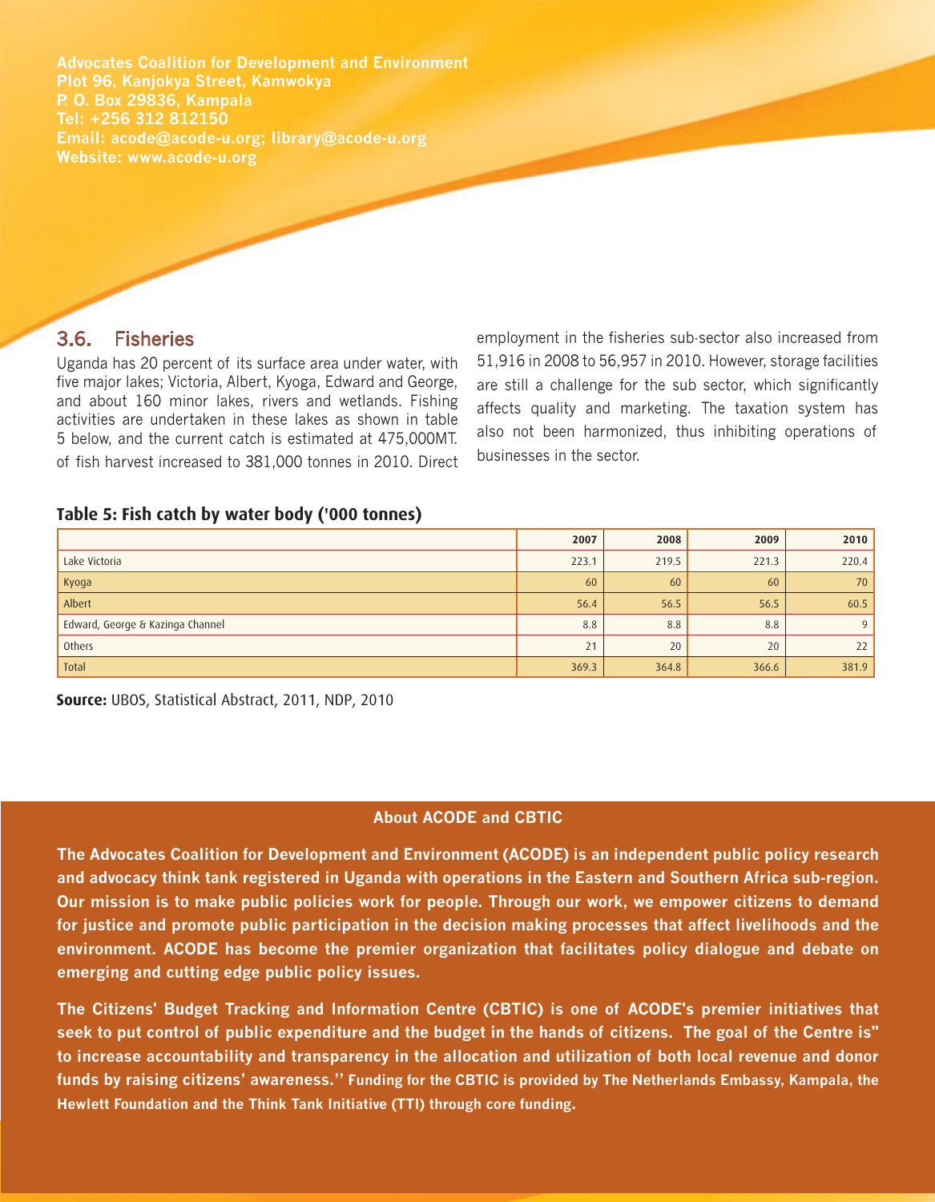Advocates Coalition for Development and Environment
Plot 96, Kanjokya Street, Kamwokya
P. O. Box 29836, Kampala
Tel: +256 312 812150
Email: acode@acode-u.org; library@acode-u.org
Website: www.acode-u.org

## 3.6. Fisheries

Uganda has 20 percent of its surface area under water, with five major lakes; Victoria, Albert, Kyoga, Edward and George, and about 160 minor lakes, rivers and wetlands. Fishing activities are undertaken in these lakes as shown in table 5 below, and the current catch is estimated at 475,000MT. of fish harvest increased to 381,000 tonnes in 2010. Direct employment in the fisheries sub-sector also increased from 51,916 in 2008 to 56,957 in 2010. However, storage facilities are still a challenge for the sub sector, which significantly affects quality and marketing. The taxation system has also not been harmonized, thus inhibiting operations of businesses in the sector.

**Table 5: Fish catch by water body ('000 tonnes)**

| | 2007 | 2008 | 2009 | 2010 |
|---|---|---|---|---|
| Lake Victoria | 223.1 | 219.5 | 221.3 | 220.4 |
| Kyoga | 60 | 60 | 60 | 70 |
| Albert | 56.4 | 56.5 | 56.5 | 60.5 |
| Edward, George & Kazinga Channel | 8.8 | 8.8 | 8.8 | 9 |
| Others | 21 | 20 | 20 | 22 |
| Total | 369.3 | 364.8 | 366.6 | 381.9 |

**Source:** UBOS, Statistical Abstract, 2011, NDP, 2010

### About ACODE and CBTIC

**The Advocates Coalition for Development and Environment (ACODE) is an independent public policy research and advocacy think tank registered in Uganda with operations in the Eastern and Southern Africa sub-region. Our mission is to make public policies work for people. Through our work, we empower citizens to demand for justice and promote public participation in the decision making processes that affect livelihoods and the environment. ACODE has become the premier organization that facilitates policy dialogue and debate on emerging and cutting edge public policy issues.**

**The Citizens' Budget Tracking and Information Centre (CBTIC) is one of ACODE's premier initiatives that seek to put control of public expenditure and the budget in the hands of citizens. The goal of the Centre is" to increase accountability and transparency in the allocation and utilization of both local revenue and donor funds by raising citizens' awareness.'' Funding for the CBTIC is provided by The Netherlands Embassy, Kampala, the Hewlett Foundation and the Think Tank Initiative (TTI) through core funding.**